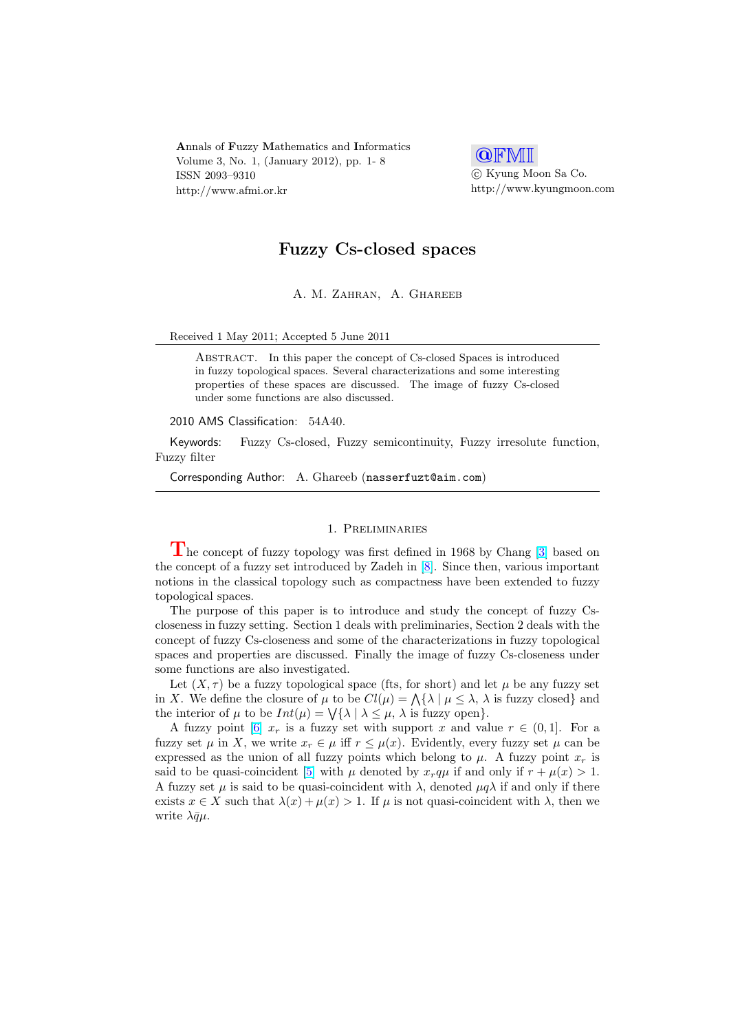Annals of Fuzzy Mathematics and Informatics
Volume 3, No. 1, (January 2012), pp. 1- 8
ISSN 2093–9310
http://www.afmi.or.kr

@FMI
© Kyung Moon Sa Co.
http://www.kyungmoon.com

# Fuzzy Cs-closed spaces

A. M. Zahran, A. Ghareeb

Received 1 May 2011; Accepted 5 June 2011

Abstract. In this paper the concept of Cs-closed Spaces is introduced in fuzzy topological spaces. Several characterizations and some interesting properties of these spaces are discussed. The image of fuzzy Cs-closed under some functions are also discussed.

2010 AMS Classification: 54A40.

Keywords: Fuzzy Cs-closed, Fuzzy semicontinuity, Fuzzy irresolute function, Fuzzy filter

Corresponding Author: A. Ghareeb (nasserfuzt@aim.com)

## 1. Preliminaries

The concept of fuzzy topology was first defined in 1968 by Chang [3] based on the concept of a fuzzy set introduced by Zadeh in [8]. Since then, various important notions in the classical topology such as compactness have been extended to fuzzy topological spaces.

The purpose of this paper is to introduce and study the concept of fuzzy Cs-closeness in fuzzy setting. Section 1 deals with preliminaries, Section 2 deals with the concept of fuzzy Cs-closeness and some of the characterizations in fuzzy topological spaces and properties are discussed. Finally the image of fuzzy Cs-closeness under some functions are also investigated.

Let $(X, \tau)$ be a fuzzy topological space (fts, for short) and let $\mu$ be any fuzzy set in $X$. We define the closure of $\mu$ to be $Cl(\mu) = \bigwedge\{\lambda \mid \mu \leq \lambda, \lambda \text{ is fuzzy closed}\}$ and the interior of $\mu$ to be $Int(\mu) = \bigvee\{\lambda \mid \lambda \leq \mu, \lambda \text{ is fuzzy open}\}$.

A fuzzy point [6] $x_r$ is a fuzzy set with support $x$ and value $r \in (0, 1]$. For a fuzzy set $\mu$ in $X$, we write $x_r \in \mu$ iff $r \leq \mu(x)$. Evidently, every fuzzy set $\mu$ can be expressed as the union of all fuzzy points which belong to $\mu$. A fuzzy point $x_r$ is said to be quasi-coincident [5] with $\mu$ denoted by $x_r q \mu$ if and only if $r + \mu(x) > 1$. A fuzzy set $\mu$ is said to be quasi-coincident with $\lambda$, denoted $\mu q \lambda$ if and only if there exists $x \in X$ such that $\lambda(x) + \mu(x) > 1$. If $\mu$ is not quasi-coincident with $\lambda$, then we write $\lambda \bar{q} \mu$.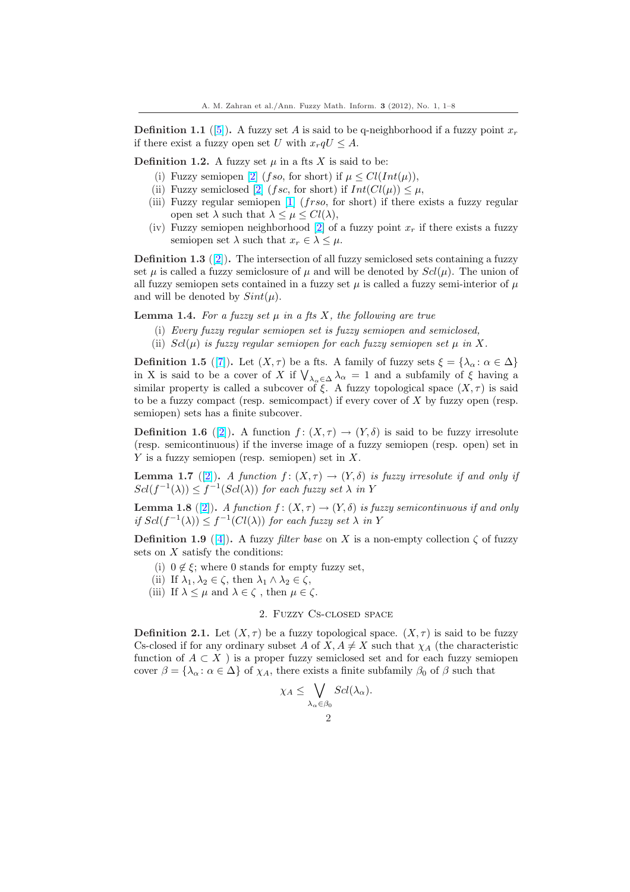**Definition 1.1** ([5]). A fuzzy set $A$ is said to be q-neighborhood if a fuzzy point $x_r$ if there exist a fuzzy open set $U$ with $x_r qU \leq A$.

**Definition 1.2.** A fuzzy set $\mu$ in a fts $X$ is said to be:

(i) Fuzzy semiopen [2] ($fso$, for short) if $\mu \leq Cl(Int(\mu))$,
(ii) Fuzzy semiclosed [2] ($fsc$, for short) if $Int(Cl(\mu)) \leq \mu$,
(iii) Fuzzy regular semiopen [1] ($frso$, for short) if there exists a fuzzy regular open set $\lambda$ such that $\lambda \leq \mu \leq Cl(\lambda)$,
(iv) Fuzzy semiopen neighborhood [2] of a fuzzy point $x_r$ if there exists a fuzzy semiopen set $\lambda$ such that $x_r \in \lambda \leq \mu$.

**Definition 1.3** ([2]). The intersection of all fuzzy semiclosed sets containing a fuzzy set $\mu$ is called a fuzzy semiclosure of $\mu$ and will be denoted by $Scl(\mu)$. The union of all fuzzy semiopen sets contained in a fuzzy set $\mu$ is called a fuzzy semi-interior of $\mu$ and will be denoted by $Sint(\mu)$.

**Lemma 1.4.** *For a fuzzy set $\mu$ in a fts $X$, the following are true*

(i) *Every fuzzy regular semiopen set is fuzzy semiopen and semiclosed,*
(ii) *$Scl(\mu)$ is fuzzy regular semiopen for each fuzzy semiopen set $\mu$ in $X$.*

**Definition 1.5** ([7]). Let $(X, \tau)$ be a fts. A family of fuzzy sets $\xi = \{\lambda_\alpha : \alpha \in \Delta\}$ in X is said to be a cover of $X$ if $\bigvee_{\lambda_\alpha \in \Delta} \lambda_\alpha = 1$ and a subfamily of $\xi$ having a similar property is called a subcover of $\xi$. A fuzzy topological space $(X, \tau)$ is said to be a fuzzy compact (resp. semicompact) if every cover of $X$ by fuzzy open (resp. semiopen) sets has a finite subcover.

**Definition 1.6** ([2]). A function $f : (X, \tau) \to (Y, \delta)$ is said to be fuzzy irresolute (resp. semicontinuous) if the inverse image of a fuzzy semiopen (resp. open) set in $Y$ is a fuzzy semiopen (resp. semiopen) set in $X$.

**Lemma 1.7** ([2]). *A function $f : (X, \tau) \to (Y, \delta)$ is fuzzy irresolute if and only if $Scl(f^{-1}(\lambda)) \leq f^{-1}(Scl(\lambda))$ for each fuzzy set $\lambda$ in $Y$*

**Lemma 1.8** ([2]). *A function $f : (X, \tau) \to (Y, \delta)$ is fuzzy semicontinuous if and only if $Scl(f^{-1}(\lambda)) \leq f^{-1}(Cl(\lambda))$ for each fuzzy set $\lambda$ in $Y$*

**Definition 1.9** ([4]). A fuzzy *filter base* on $X$ is a non-empty collection $\zeta$ of fuzzy sets on $X$ satisfy the conditions:

(i) $0 \notin \xi$; where 0 stands for empty fuzzy set,
(ii) If $\lambda_1, \lambda_2 \in \zeta$, then $\lambda_1 \wedge \lambda_2 \in \zeta$,
(iii) If $\lambda \leq \mu$ and $\lambda \in \zeta$ , then $\mu \in \zeta$.

## 2. Fuzzy Cs-closed space

**Definition 2.1.** Let $(X, \tau)$ be a fuzzy topological space. $(X, \tau)$ is said to be fuzzy Cs-closed if for any ordinary subset $A$ of $X, A \neq X$ such that $\chi_A$ (the characteristic function of $A \subset X$ ) is a proper fuzzy semiclosed set and for each fuzzy semiopen cover $\beta = \{\lambda_\alpha : \alpha \in \Delta\}$ of $\chi_A$, there exists a finite subfamily $\beta_0$ of $\beta$ such that

$$\chi_A \leq \bigvee_{\lambda_\alpha \in \beta_0} Scl(\lambda_\alpha).$$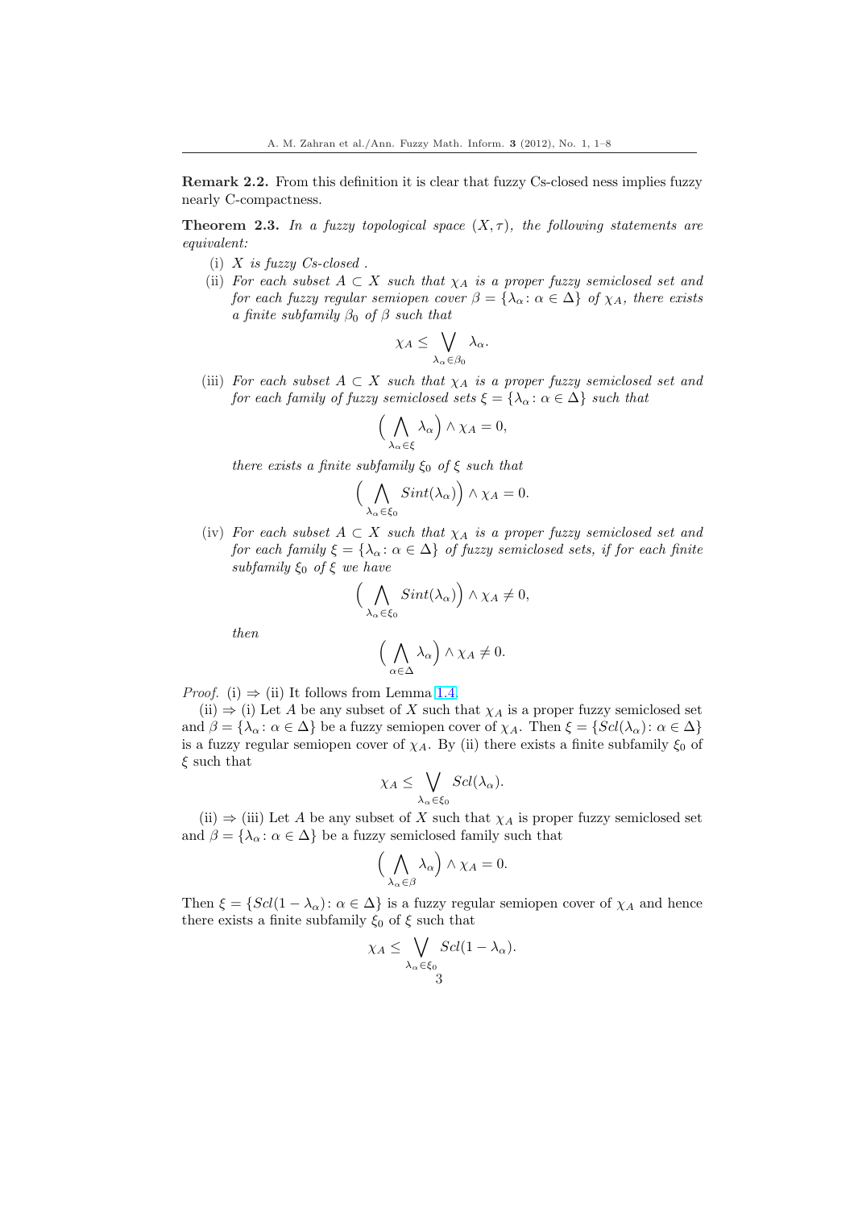**Remark 2.2.** From this definition it is clear that fuzzy Cs-closed ness implies fuzzy nearly C-compactness.

**Theorem 2.3.** *In a fuzzy topological space $(X, \tau)$, the following statements are equivalent:*

(i) *$X$ is fuzzy Cs-closed .*

(ii) *For each subset $A \subset X$ such that $\chi_A$ is a proper fuzzy semiclosed set and for each fuzzy regular semiopen cover $\beta = \{\lambda_\alpha : \alpha \in \Delta\}$ of $\chi_A$, there exists a finite subfamily $\beta_0$ of $\beta$ such that*

$$\chi_A \leq \bigvee_{\lambda_\alpha \in \beta_0} \lambda_\alpha.$$

(iii) *For each subset $A \subset X$ such that $\chi_A$ is a proper fuzzy semiclosed set and for each family of fuzzy semiclosed sets $\xi = \{\lambda_\alpha : \alpha \in \Delta\}$ such that*

$$\Big( \bigwedge_{\lambda_\alpha \in \xi} \lambda_\alpha \Big) \wedge \chi_A = 0,$$

*there exists a finite subfamily $\xi_0$ of $\xi$ such that*

$$\Big( \bigwedge_{\lambda_\alpha \in \xi_0} Sint(\lambda_\alpha) \Big) \wedge \chi_A = 0.$$

(iv) *For each subset $A \subset X$ such that $\chi_A$ is a proper fuzzy semiclosed set and for each family $\xi = \{\lambda_\alpha : \alpha \in \Delta\}$ of fuzzy semiclosed sets, if for each finite subfamily $\xi_0$ of $\xi$ we have*

$$\Big( \bigwedge_{\lambda_\alpha \in \xi_0} Sint(\lambda_\alpha) \Big) \wedge \chi_A \neq 0,$$

*then*

$$\Big( \bigwedge_{\alpha \in \Delta} \lambda_\alpha \Big) \wedge \chi_A \neq 0.$$

*Proof.* (i) $\Rightarrow$ (ii) It follows from Lemma 1.4.

(ii) $\Rightarrow$ (i) Let $A$ be any subset of $X$ such that $\chi_A$ is a proper fuzzy semiclosed set and $\beta = \{\lambda_\alpha : \alpha \in \Delta\}$ be a fuzzy semiopen cover of $\chi_A$. Then $\xi = \{Scl(\lambda_\alpha) : \alpha \in \Delta\}$ is a fuzzy regular semiopen cover of $\chi_A$. By (ii) there exists a finite subfamily $\xi_0$ of $\xi$ such that

$$\chi_A \leq \bigvee_{\lambda_\alpha \in \xi_0} Scl(\lambda_\alpha).$$

(ii) $\Rightarrow$ (iii) Let $A$ be any subset of $X$ such that $\chi_A$ is proper fuzzy semiclosed set and $\beta = \{\lambda_\alpha : \alpha \in \Delta\}$ be a fuzzy semiclosed family such that

$$\Big( \bigwedge_{\lambda_\alpha \in \beta} \lambda_\alpha \Big) \wedge \chi_A = 0.$$

Then $\xi = \{Scl(1 - \lambda_\alpha) : \alpha \in \Delta\}$ is a fuzzy regular semiopen cover of $\chi_A$ and hence there exists a finite subfamily $\xi_0$ of $\xi$ such that

$$\chi_A \leq \bigvee_{\lambda_\alpha \in \xi_0} Scl(1 - \lambda_\alpha).$$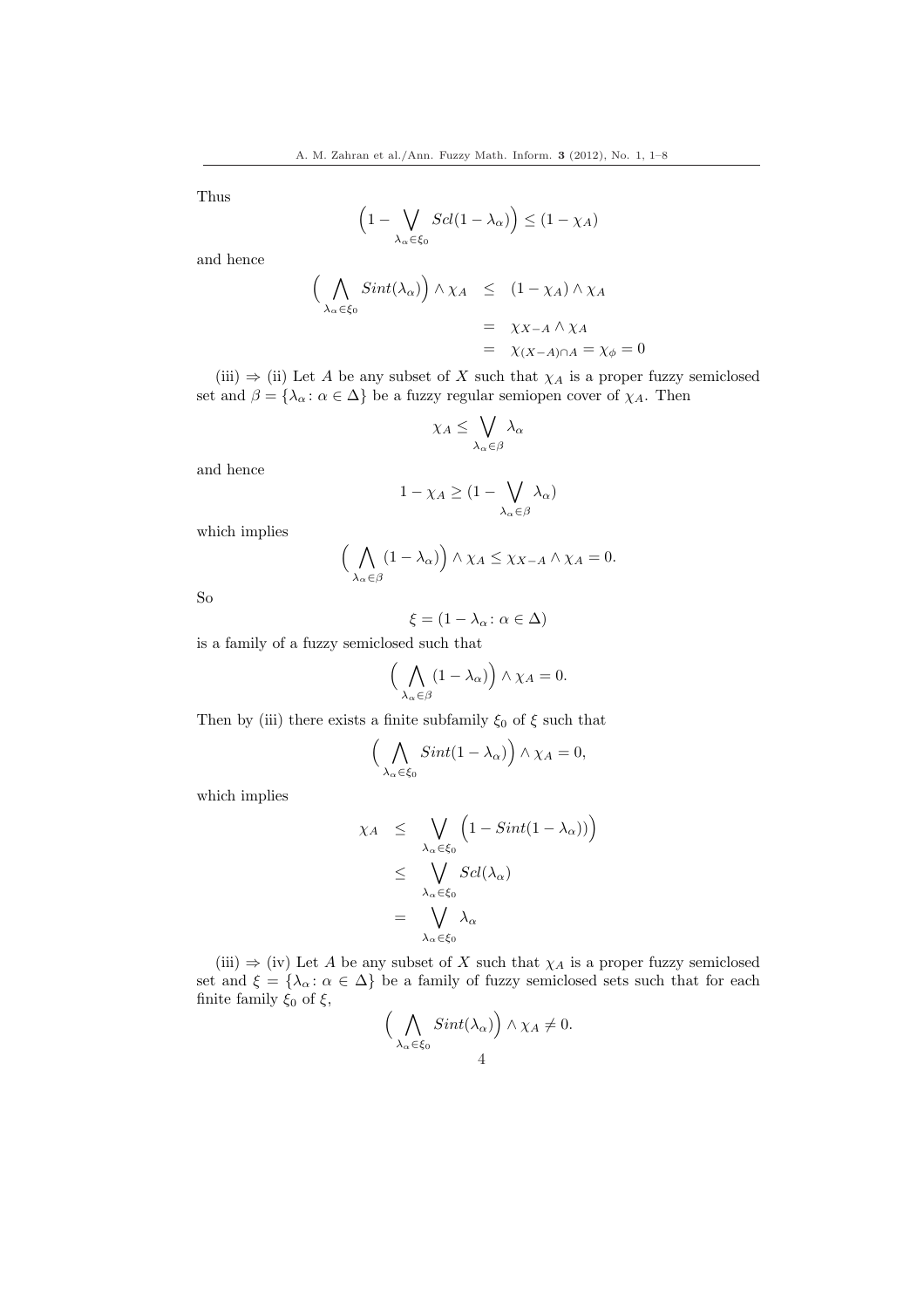Thus

$$\Big(1 - \bigvee_{\lambda_\alpha \in \xi_0} Scl(1-\lambda_\alpha)\Big) \leq (1-\chi_A)$$

and hence

$$\begin{aligned}
\Big(\bigwedge_{\lambda_\alpha \in \xi_0} Sint(\lambda_\alpha)\Big) \wedge \chi_A &\leq (1-\chi_A) \wedge \chi_A \\
&= \chi_{X-A} \wedge \chi_A \\
&= \chi_{(X-A)\cap A} = \chi_\phi = 0
\end{aligned}$$

(iii) $\Rightarrow$ (ii) Let $A$ be any subset of $X$ such that $\chi_A$ is a proper fuzzy semiclosed set and $\beta = \{\lambda_\alpha \colon \alpha \in \Delta\}$ be a fuzzy regular semiopen cover of $\chi_A$. Then

$$\chi_A \leq \bigvee_{\lambda_\alpha \in \beta} \lambda_\alpha$$

and hence

$$1 - \chi_A \geq (1 - \bigvee_{\lambda_\alpha \in \beta} \lambda_\alpha)$$

which implies

$$\Big(\bigwedge_{\lambda_\alpha \in \beta} (1-\lambda_\alpha)\Big) \wedge \chi_A \leq \chi_{X-A} \wedge \chi_A = 0.$$

So

$$\xi = (1-\lambda_\alpha \colon \alpha \in \Delta)$$

is a family of a fuzzy semiclosed such that

$$\Big(\bigwedge_{\lambda_\alpha \in \beta} (1-\lambda_\alpha)\Big) \wedge \chi_A = 0.$$

Then by (iii) there exists a finite subfamily $\xi_0$ of $\xi$ such that

$$\Big(\bigwedge_{\lambda_\alpha \in \xi_0} Sint(1-\lambda_\alpha)\Big) \wedge \chi_A = 0,$$

which implies

$$\begin{aligned}
\chi_A &\leq \bigvee_{\lambda_\alpha \in \xi_0} \Big(1 - Sint(1-\lambda_\alpha))\Big) \\
&\leq \bigvee_{\lambda_\alpha \in \xi_0} Scl(\lambda_\alpha) \\
&= \bigvee_{\lambda_\alpha \in \xi_0} \lambda_\alpha
\end{aligned}$$

(iii) $\Rightarrow$ (iv) Let $A$ be any subset of $X$ such that $\chi_A$ is a proper fuzzy semiclosed set and $\xi = \{\lambda_\alpha \colon \alpha \in \Delta\}$ be a family of fuzzy semiclosed sets such that for each finite family $\xi_0$ of $\xi$,

$$\Big(\bigwedge_{\lambda_\alpha \in \xi_0} Sint(\lambda_\alpha)\Big) \wedge \chi_A \neq 0.$$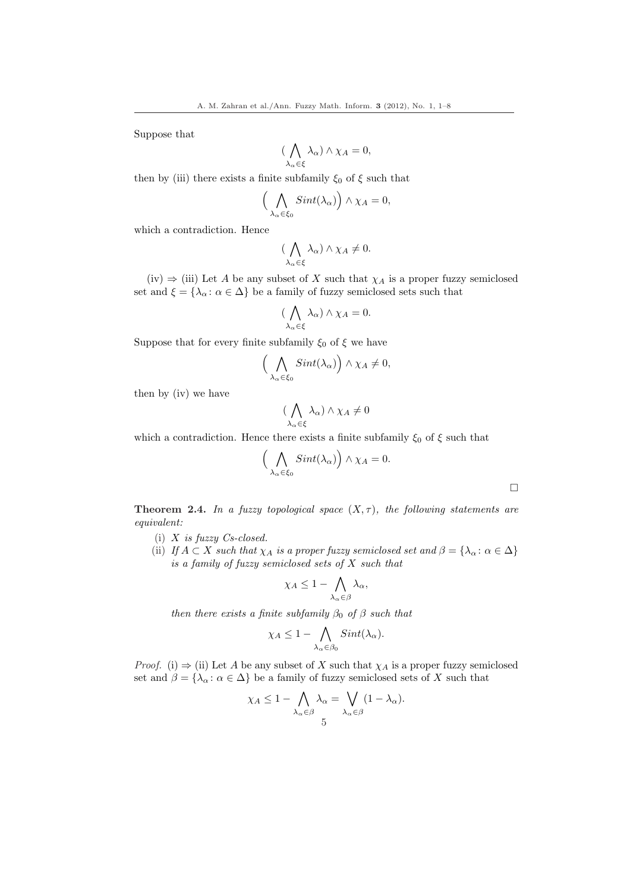Suppose that

$$(\bigwedge_{\lambda_\alpha \in \xi} \lambda_\alpha) \wedge \chi_A = 0,$$

then by (iii) there exists a finite subfamily $\xi_0$ of $\xi$ such that

$$\Big(\bigwedge_{\lambda_\alpha \in \xi_0} Sint(\lambda_\alpha)\Big) \wedge \chi_A = 0,$$

which a contradiction. Hence

$$(\bigwedge_{\lambda_\alpha \in \xi} \lambda_\alpha) \wedge \chi_A \neq 0.$$

(iv) $\Rightarrow$ (iii) Let $A$ be any subset of $X$ such that $\chi_A$ is a proper fuzzy semiclosed set and $\xi = \{\lambda_\alpha : \alpha \in \Delta\}$ be a family of fuzzy semiclosed sets such that

$$(\bigwedge_{\lambda_\alpha \in \xi} \lambda_\alpha) \wedge \chi_A = 0.$$

Suppose that for every finite subfamily $\xi_0$ of $\xi$ we have

$$\Big(\bigwedge_{\lambda_\alpha \in \xi_0} Sint(\lambda_\alpha)\Big) \wedge \chi_A \neq 0,$$

then by (iv) we have

$$(\bigwedge_{\lambda_\alpha \in \xi} \lambda_\alpha) \wedge \chi_A \neq 0$$

which a contradiction. Hence there exists a finite subfamily $\xi_0$ of $\xi$ such that

$$\Big(\bigwedge_{\lambda_\alpha \in \xi_0} Sint(\lambda_\alpha)\Big) \wedge \chi_A = 0.$$

$\square$

**Theorem 2.4.** *In a fuzzy topological space $(X, \tau)$, the following statements are equivalent:*

(i) *$X$ is fuzzy Cs-closed.*

(ii) *If $A \subset X$ such that $\chi_A$ is a proper fuzzy semiclosed set and $\beta = \{\lambda_\alpha : \alpha \in \Delta\}$ is a family of fuzzy semiclosed sets of $X$ such that*

$$\chi_A \leq 1 - \bigwedge_{\lambda_\alpha \in \beta} \lambda_\alpha,$$

*then there exists a finite subfamily $\beta_0$ of $\beta$ such that*

$$\chi_A \leq 1 - \bigwedge_{\lambda_\alpha \in \beta_0} Sint(\lambda_\alpha).$$

*Proof.* (i) $\Rightarrow$ (ii) Let $A$ be any subset of $X$ such that $\chi_A$ is a proper fuzzy semiclosed set and $\beta = \{\lambda_\alpha : \alpha \in \Delta\}$ be a family of fuzzy semiclosed sets of $X$ such that

$$\chi_A \leq 1 - \bigwedge_{\lambda_\alpha \in \beta} \lambda_\alpha = \bigvee_{\lambda_\alpha \in \beta} (1 - \lambda_\alpha).$$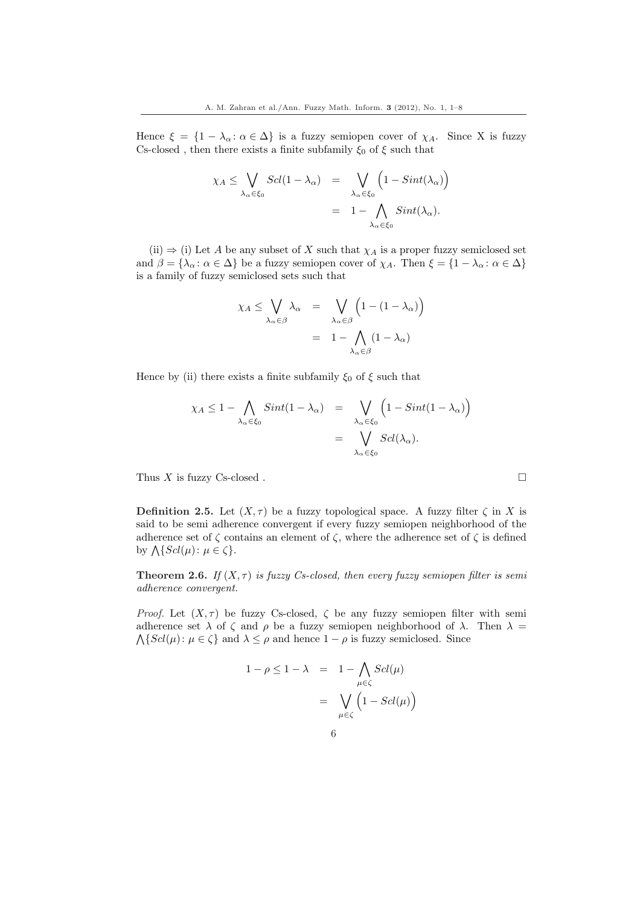Hence $\xi = \{1 - \lambda_\alpha \colon \alpha \in \Delta\}$ is a fuzzy semiopen cover of $\chi_A$. Since X is fuzzy Cs-closed , then there exists a finite subfamily $\xi_0$ of $\xi$ such that

$$\chi_A \leq \bigvee_{\lambda_\alpha \in \xi_0} Scl(1 - \lambda_\alpha) = \bigvee_{\lambda_\alpha \in \xi_0} \Big(1 - Sint(\lambda_\alpha)\Big) = 1 - \bigwedge_{\lambda_\alpha \in \xi_0} Sint(\lambda_\alpha).$$

(ii) $\Rightarrow$ (i) Let $A$ be any subset of $X$ such that $\chi_A$ is a proper fuzzy semiclosed set and $\beta = \{\lambda_\alpha \colon \alpha \in \Delta\}$ be a fuzzy semiopen cover of $\chi_A$. Then $\xi = \{1 - \lambda_\alpha \colon \alpha \in \Delta\}$ is a family of fuzzy semiclosed sets such that

$$\chi_A \leq \bigvee_{\lambda_\alpha \in \beta} \lambda_\alpha = \bigvee_{\lambda_\alpha \in \beta} \Big(1 - (1 - \lambda_\alpha)\Big) = 1 - \bigwedge_{\lambda_\alpha \in \beta} (1 - \lambda_\alpha)$$

Hence by (ii) there exists a finite subfamily $\xi_0$ of $\xi$ such that

$$\chi_A \leq 1 - \bigwedge_{\lambda_\alpha \in \xi_0} Sint(1 - \lambda_\alpha) = \bigvee_{\lambda_\alpha \in \xi_0} \Big(1 - Sint(1 - \lambda_\alpha)\Big) = \bigvee_{\lambda_\alpha \in \xi_0} Scl(\lambda_\alpha).$$

Thus $X$ is fuzzy Cs-closed . □

**Definition 2.5.** Let $(X, \tau)$ be a fuzzy topological space. A fuzzy filter $\zeta$ in $X$ is said to be semi adherence convergent if every fuzzy semiopen neighborhood of the adherence set of $\zeta$ contains an element of $\zeta$, where the adherence set of $\zeta$ is defined by $\bigwedge\{Scl(\mu) \colon \mu \in \zeta\}$.

**Theorem 2.6.** *If $(X, \tau)$ is fuzzy Cs-closed, then every fuzzy semiopen filter is semi adherence convergent.*

*Proof.* Let $(X, \tau)$ be fuzzy Cs-closed, $\zeta$ be any fuzzy semiopen filter with semi adherence set $\lambda$ of $\zeta$ and $\rho$ be a fuzzy semiopen neighborhood of $\lambda$. Then $\lambda = \bigwedge\{Scl(\mu) \colon \mu \in \zeta\}$ and $\lambda \leq \rho$ and hence $1 - \rho$ is fuzzy semiclosed. Since

$$1 - \rho \leq 1 - \lambda = 1 - \bigwedge_{\mu \in \zeta} Scl(\mu) = \bigvee_{\mu \in \zeta} \Big(1 - Scl(\mu)\Big)$$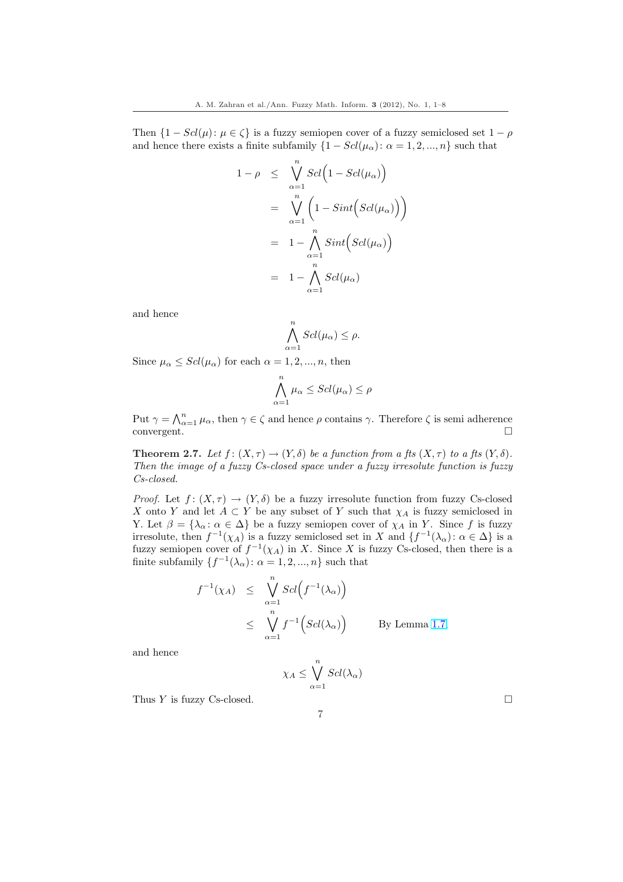Then $\{1 - Scl(\mu) \colon \mu \in \zeta\}$ is a fuzzy semiopen cover of a fuzzy semiclosed set $1 - \rho$ and hence there exists a finite subfamily $\{1 - Scl(\mu_\alpha) \colon \alpha = 1, 2, ..., n\}$ such that

$$
\begin{aligned}
1 - \rho &\leq \bigvee_{\alpha=1}^{n} Scl\Big(1 - Scl(\mu_\alpha)\Big) \\
&= \bigvee_{\alpha=1}^{n} \Big(1 - Sint\Big(Scl(\mu_\alpha)\Big)\Big) \\
&= 1 - \bigwedge_{\alpha=1}^{n} Sint\Big(Scl(\mu_\alpha)\Big) \\
&= 1 - \bigwedge_{\alpha=1}^{n} Scl(\mu_\alpha)
\end{aligned}
$$

and hence

$$\bigwedge_{\alpha=1}^{n} Scl(\mu_\alpha) \leq \rho.$$

Since $\mu_\alpha \leq Scl(\mu_\alpha)$ for each $\alpha = 1, 2, ..., n$, then

$$\bigwedge_{\alpha=1}^{n} \mu_\alpha \leq Scl(\mu_\alpha) \leq \rho$$

Put $\gamma = \bigwedge_{\alpha=1}^{n} \mu_\alpha$, then $\gamma \in \zeta$ and hence $\rho$ contains $\gamma$. Therefore $\zeta$ is semi adherence convergent. $\square$

**Theorem 2.7.** *Let $f \colon (X, \tau) \to (Y, \delta)$ be a function from a fts $(X, \tau)$ to a fts $(Y, \delta)$. Then the image of a fuzzy Cs-closed space under a fuzzy irresolute function is fuzzy Cs-closed.*

*Proof.* Let $f \colon (X, \tau) \to (Y, \delta)$ be a fuzzy irresolute function from fuzzy Cs-closed $X$ onto $Y$ and let $A \subset Y$ be any subset of $Y$ such that $\chi_A$ is fuzzy semiclosed in Y. Let $\beta = \{\lambda_\alpha \colon \alpha \in \Delta\}$ be a fuzzy semiopen cover of $\chi_A$ in $Y$. Since $f$ is fuzzy irresolute, then $f^{-1}(\chi_A)$ is a fuzzy semiclosed set in $X$ and $\{f^{-1}(\lambda_\alpha) \colon \alpha \in \Delta\}$ is a fuzzy semiopen cover of $f^{-1}(\chi_A)$ in $X$. Since $X$ is fuzzy Cs-closed, then there is a finite subfamily $\{f^{-1}(\lambda_\alpha) \colon \alpha = 1, 2, ..., n\}$ such that

$$
\begin{aligned}
f^{-1}(\chi_A) &\leq \bigvee_{\alpha=1}^{n} Scl\Big(f^{-1}(\lambda_\alpha)\Big) \\
&\leq \bigvee_{\alpha=1}^{n} f^{-1}\Big(Scl(\lambda_\alpha)\Big) \qquad \text{By Lemma 1.7}
\end{aligned}
$$

and hence

$$\chi_A \leq \bigvee_{\alpha=1}^{n} Scl(\lambda_\alpha)$$

Thus $Y$ is fuzzy Cs-closed. $\square$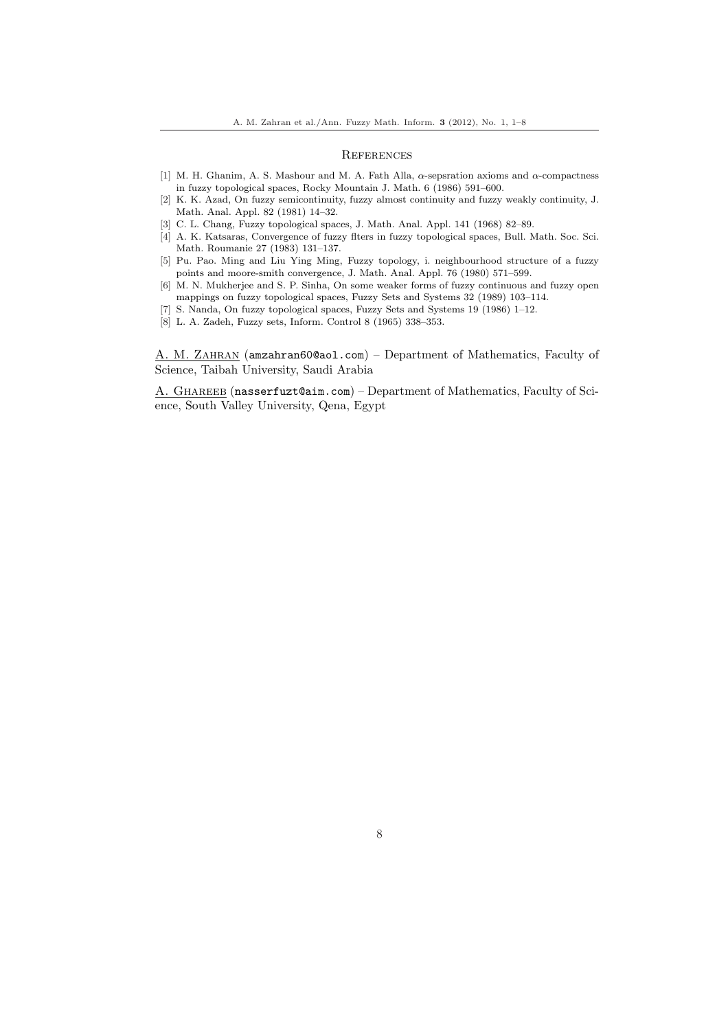## References

[1] M. H. Ghanim, A. S. Mashour and M. A. Fath Alla, $\alpha$-sepsration axioms and $\alpha$-compactness in fuzzy topological spaces, Rocky Mountain J. Math. 6 (1986) 591–600.

[2] K. K. Azad, On fuzzy semicontinuity, fuzzy almost continuity and fuzzy weakly continuity, J. Math. Anal. Appl. 82 (1981) 14–32.

[3] C. L. Chang, Fuzzy topological spaces, J. Math. Anal. Appl. 141 (1968) 82–89.

[4] A. K. Katsaras, Convergence of fuzzy flters in fuzzy topological spaces, Bull. Math. Soc. Sci. Math. Roumanie 27 (1983) 131–137.

[5] Pu. Pao. Ming and Liu Ying Ming, Fuzzy topology, i. neighbourhood structure of a fuzzy points and moore-smith convergence, J. Math. Anal. Appl. 76 (1980) 571–599.

[6] M. N. Mukherjee and S. P. Sinha, On some weaker forms of fuzzy continuous and fuzzy open mappings on fuzzy topological spaces, Fuzzy Sets and Systems 32 (1989) 103–114.

[7] S. Nanda, On fuzzy topological spaces, Fuzzy Sets and Systems 19 (1986) 1–12.

[8] L. A. Zadeh, Fuzzy sets, Inform. Control 8 (1965) 338–353.

A. M. Zahran (amzahran60@aol.com) – Department of Mathematics, Faculty of Science, Taibah University, Saudi Arabia

A. Ghareeb (nasserfuzt@aim.com) – Department of Mathematics, Faculty of Science, South Valley University, Qena, Egypt